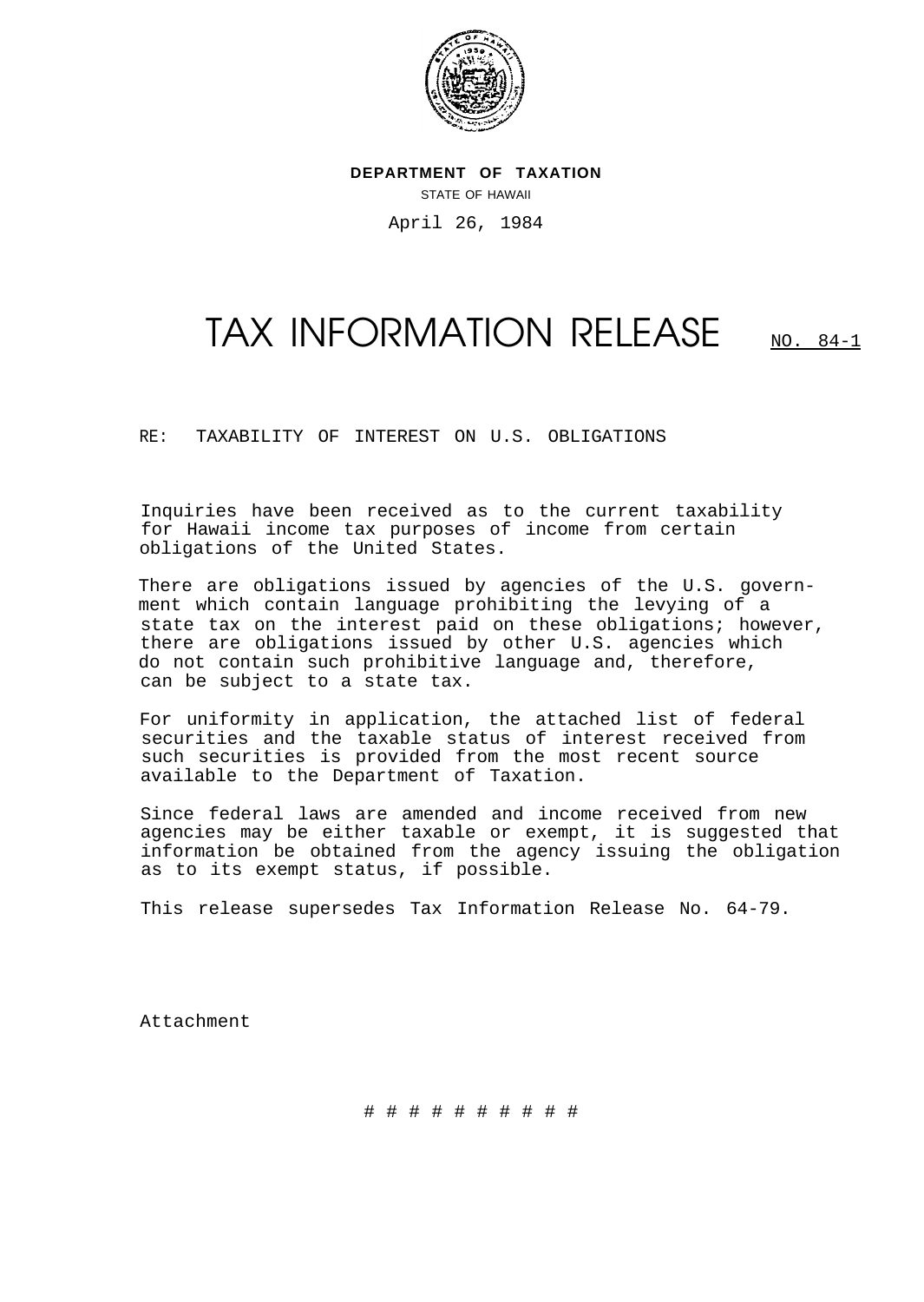**DEPARTMENT OF TAXATION**

STATE OF HAWAII

April 26, 1984

# TAX INFORMATION RELEASE NO. 84-1

RE: TAXABILITY OF INTEREST ON U.S. OBLIGATIONS

Inquiries have been received as to the current taxability for Hawaii income tax purposes of income from certain obligations of the United States.

There are obligations issued by agencies of the U.S. government which contain language prohibiting the levying of a state tax on the interest paid on these obligations; however, there are obligations issued by other U.S. agencies which do not contain such prohibitive language and, therefore, can be subject to a state tax.

For uniformity in application, the attached list of federal securities and the taxable status of interest received from such securities is provided from the most recent source available to the Department of Taxation.

Since federal laws are amended and income received from new agencies may be either taxable or exempt, it is suggested that information be obtained from the agency issuing the obligation as to its exempt status, if possible.

This release supersedes Tax Information Release No. 64-79.

Attachment

# # # # # # # # # #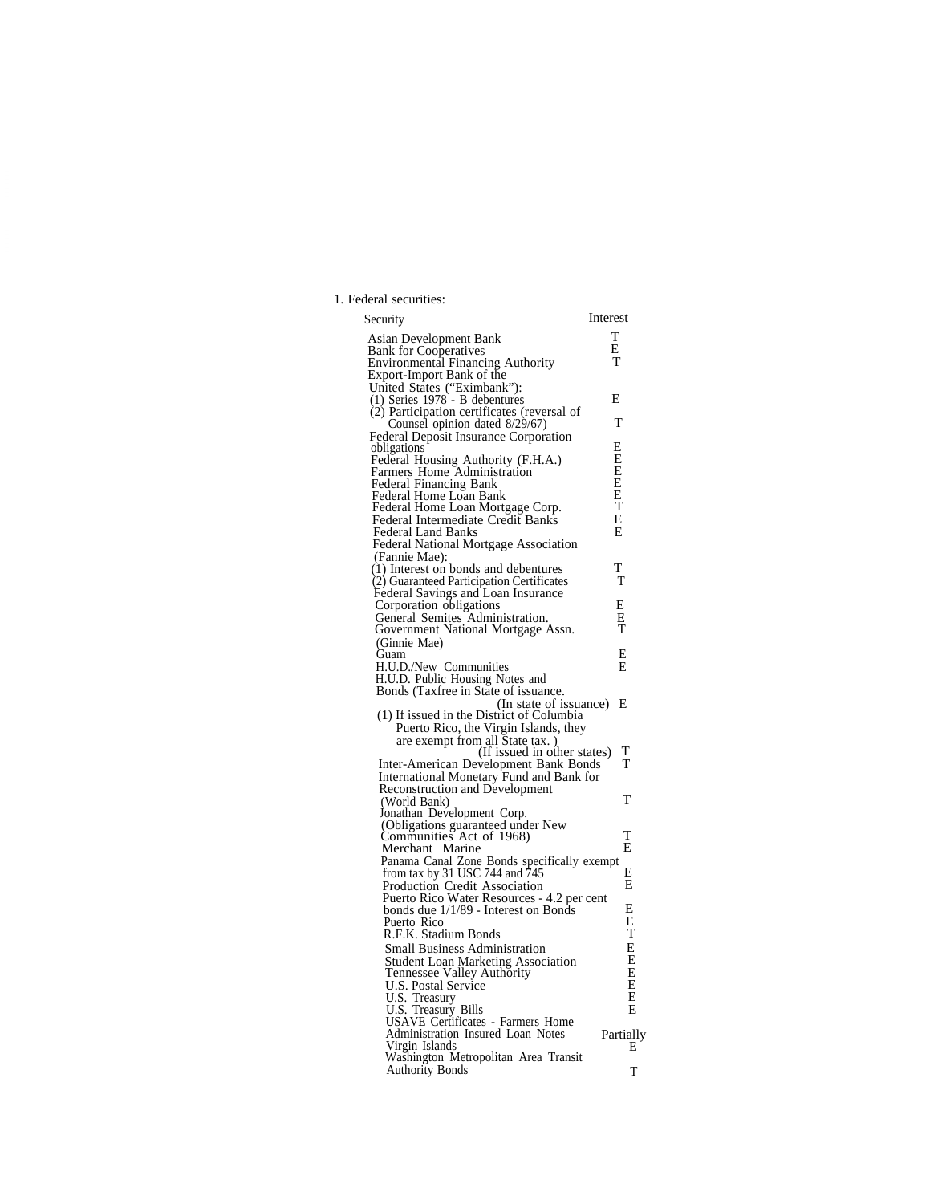1. Federal securities:

| Security | Interest |
|---|---|
| Asian Development Bank | T |
| Bank for Cooperatives | E |
| Environmental Financing Authority | T |
| Export-Import Bank of the United States ("Eximbank"): | |
| (1) Series 1978 - B debentures | E |
| (2) Participation certificates (reversal of Counsel opinion dated 8/29/67) | T |
| Federal Deposit Insurance Corporation obligations | E |
| Federal Housing Authority (F.H.A.) | E |
| Farmers Home Administration | E |
| Federal Financing Bank | E |
| Federal Home Loan Bank | E |
| Federal Home Loan Mortgage Corp. | T |
| Federal Intermediate Credit Banks | E |
| Federal Land Banks | E |
| Federal National Mortgage Association (Fannie Mae): | |
| (1) Interest on bonds and debentures | T |
| (2) Guaranteed Participation Certificates | T |
| Federal Savings and Loan Insurance Corporation obligations | E |
| General Semites Administration. | E |
| Government National Mortgage Assn. (Ginnie Mae) | T |
| Guam | E |
| H.U.D./New Communities | E |
| H.U.D. Public Housing Notes and Bonds (Taxfree in State of issuance. (In state of issuance) | E |
| (1) If issued in the District of Columbia Puerto Rico, the Virgin Islands, they are exempt from all State tax. ) (If issued in other states) | T |
| Inter-American Development Bank Bonds | T |
| International Monetary Fund and Bank for Reconstruction and Development (World Bank) | T |
| Jonathan Development Corp. (Obligations guaranteed under New Communities Act of 1968) | T |
| Merchant Marine | E |
| Panama Canal Zone Bonds specifically exempt from tax by 31 USC 744 and 745 | E |
| Production Credit Association | E |
| Puerto Rico Water Resources - 4.2 per cent bonds due 1/1/89 - Interest on Bonds | E |
| Puerto Rico | E |
| R.F.K. Stadium Bonds | T |
| Small Business Administration | E |
| Student Loan Marketing Association | E |
| Tennessee Valley Authority | E |
| U.S. Postal Service | E |
| U.S. Treasury | E |
| U.S. Treasury Bills | E |
| USAVE Certificates - Farmers Home Administration Insured Loan Notes | Partially |
| Virgin Islands | E |
| Washington Metropolitan Area Transit Authority Bonds | T |